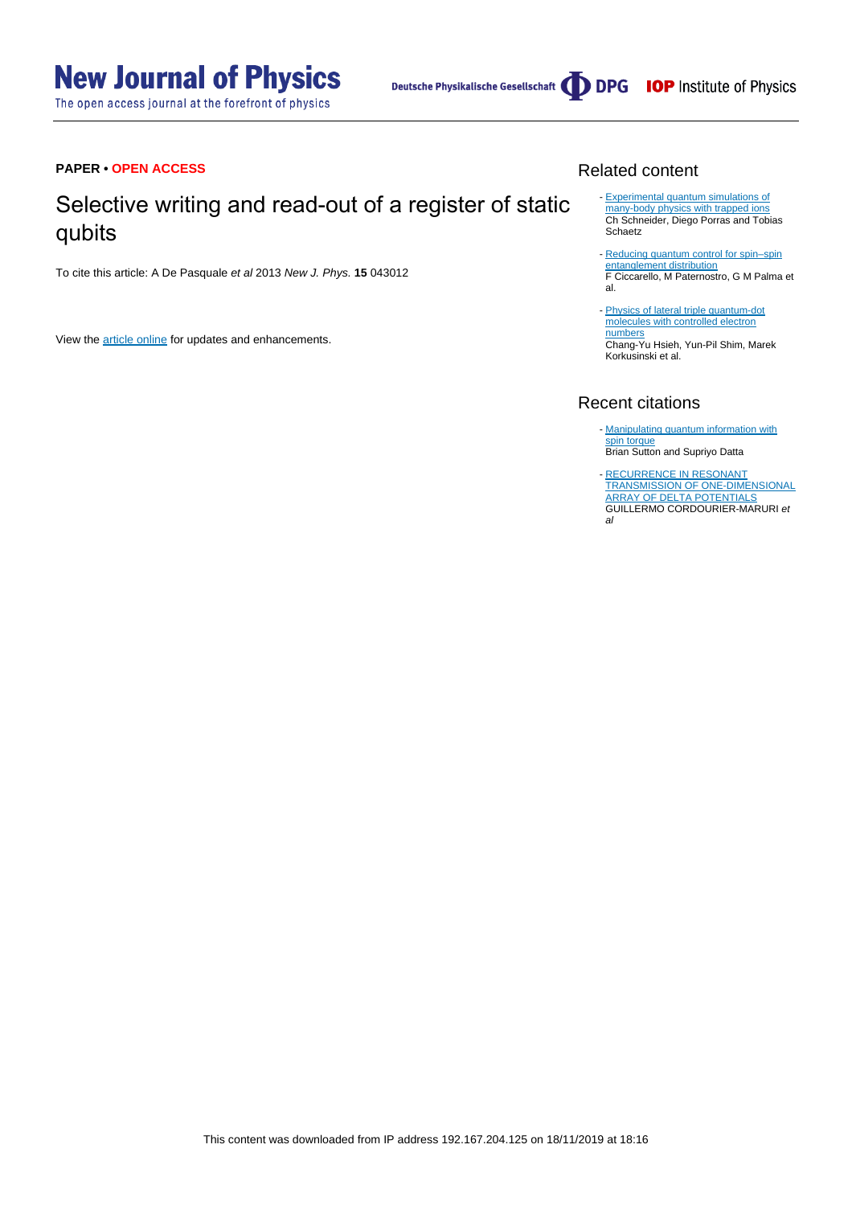**PAPER • OPEN ACCESS**

# Selective writing and read-out of a register of static qubits

To cite this article: A De Pasquale *et al* 2013 *New J. Phys.* **15** 043012

View the article online for updates and enhancements.

## Related content

- Experimental quantum simulations of many-body physics with trapped ions
Ch Schneider, Diego Porras and Tobias Schaetz

- Reducing quantum control for spin–spin entanglement distribution
F Ciccarello, M Paternostro, G M Palma et al.

- Physics of lateral triple quantum-dot molecules with controlled electron numbers
Chang-Yu Hsieh, Yun-Pil Shim, Marek Korkusinski et al.

## Recent citations

- Manipulating quantum information with spin torque
Brian Sutton and Supriyo Datta

- RECURRENCE IN RESONANT TRANSMISSION OF ONE-DIMENSIONAL ARRAY OF DELTA POTENTIALS
GUILLERMO CORDOURIER-MARURI *et al*

This content was downloaded from IP address 192.167.204.125 on 18/11/2019 at 18:16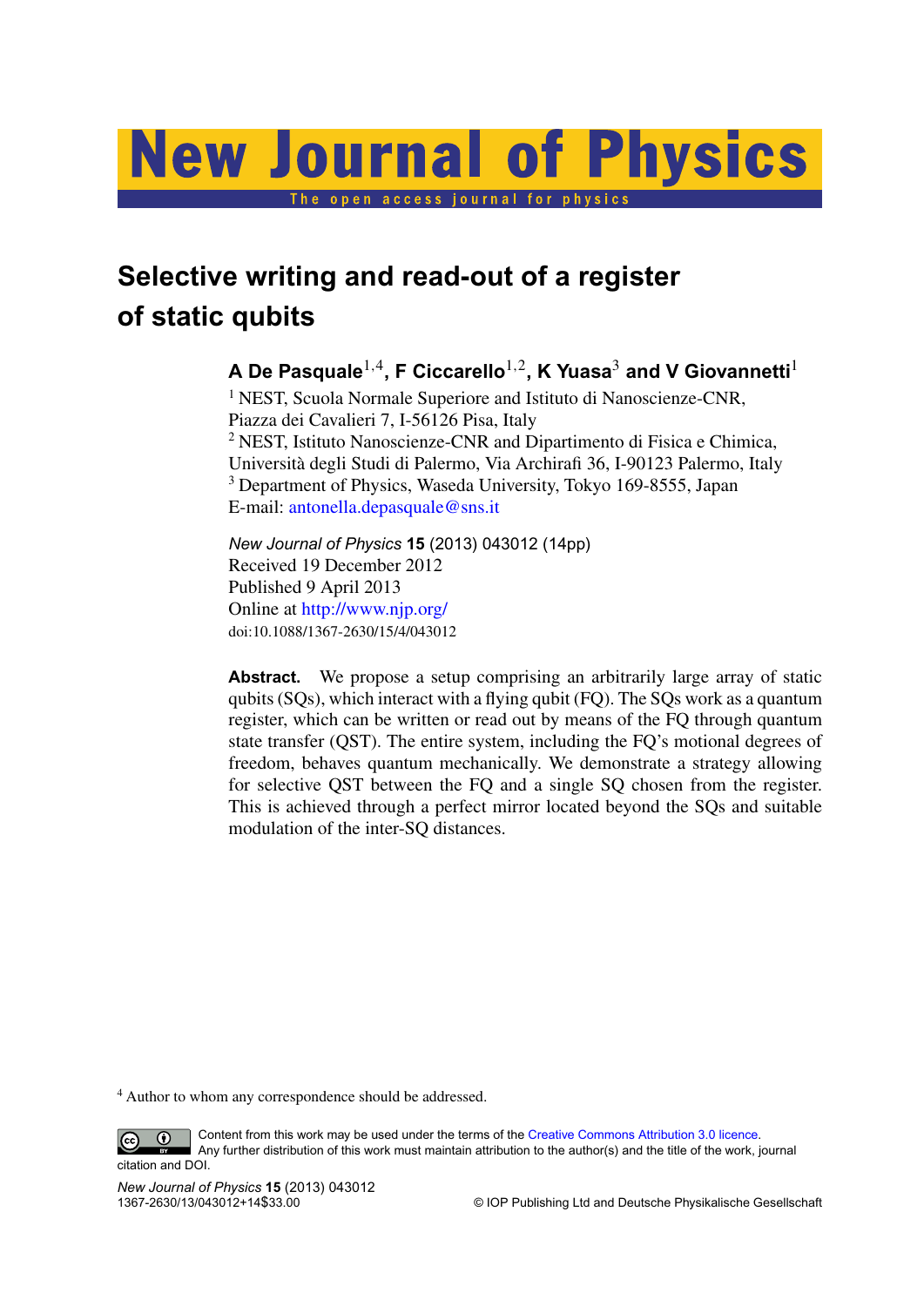# Selective writing and read-out of a register of static qubits

**A De Pasquale[1,4], F Ciccarello[1,2], K Yuasa[3] and V Giovannetti[1]**

[1] NEST, Scuola Normale Superiore and Istituto di Nanoscienze-CNR, Piazza dei Cavalieri 7, I-56126 Pisa, Italy
[2] NEST, Istituto Nanoscienze-CNR and Dipartimento di Fisica e Chimica, Università degli Studi di Palermo, Via Archirafi 36, I-90123 Palermo, Italy
[3] Department of Physics, Waseda University, Tokyo 169-8555, Japan
E-mail: antonella.depasquale@sns.it

*New Journal of Physics* **15** (2013) 043012 (14pp)
Received 19 December 2012
Published 9 April 2013
Online at http://www.njp.org/
doi:10.1088/1367-2630/15/4/043012

**Abstract.** We propose a setup comprising an arbitrarily large array of static qubits (SQs), which interact with a flying qubit (FQ). The SQs work as a quantum register, which can be written or read out by means of the FQ through quantum state transfer (QST). The entire system, including the FQ's motional degrees of freedom, behaves quantum mechanically. We demonstrate a strategy allowing for selective QST between the FQ and a single SQ chosen from the register. This is achieved through a perfect mirror located beyond the SQs and suitable modulation of the inter-SQ distances.

[4] Author to whom any correspondence should be addressed.

Content from this work may be used under the terms of the Creative Commons Attribution 3.0 licence. Any further distribution of this work must maintain attribution to the author(s) and the title of the work, journal citation and DOI.

1367-2630/13/043012+14$33.00 © IOP Publishing Ltd and Deutsche Physikalische Gesellschaft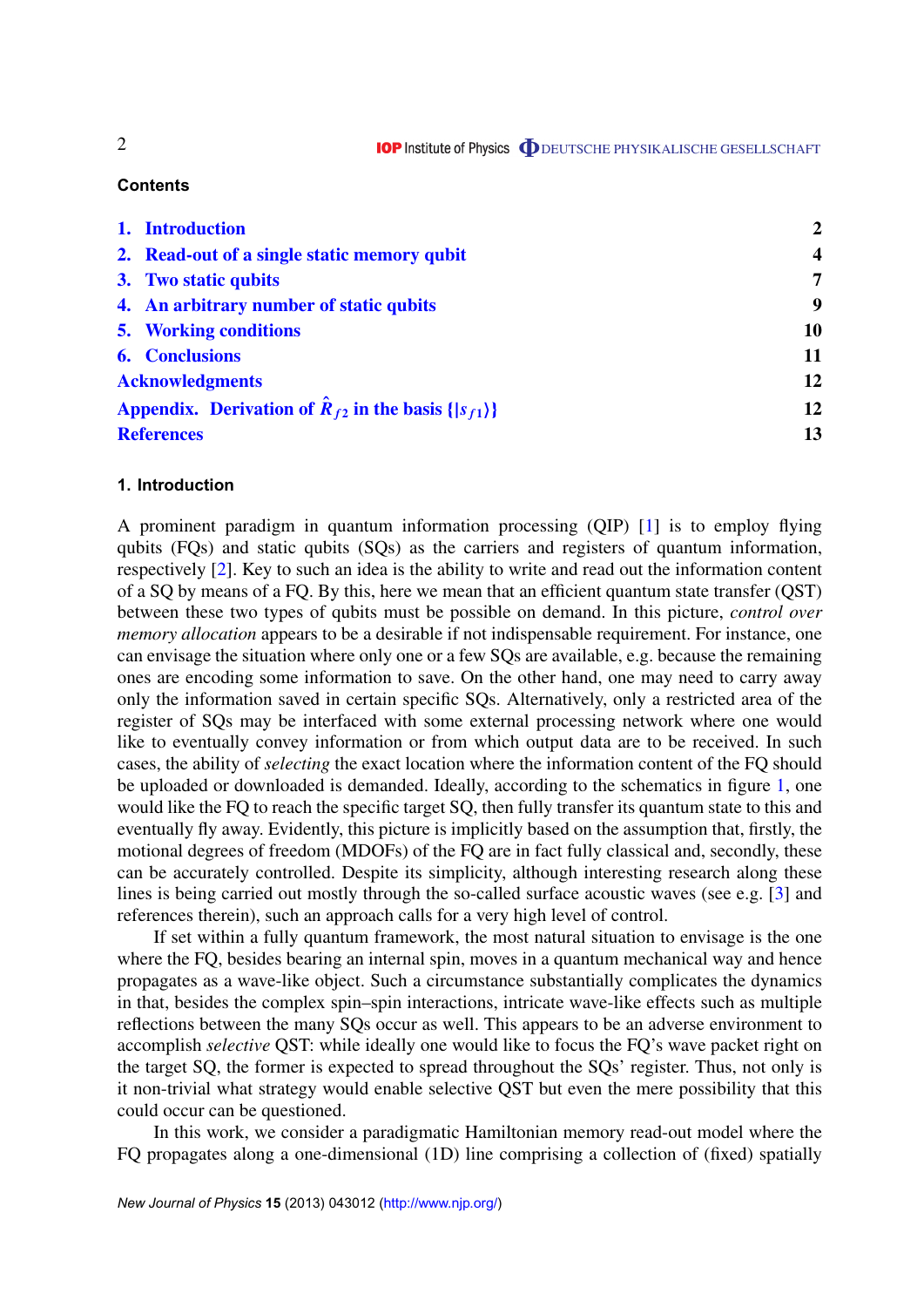## Contents

1. Introduction 2
2. Read-out of a single static memory qubit 4
3. Two static qubits 7
4. An arbitrary number of static qubits 9
5. Working conditions 10
6. Conclusions 11

Acknowledgments 12

Appendix. Derivation of $\hat{R}_{f2}$ in the basis $\{|s_{f1}\rangle\}$ 12

References 13

## 1. Introduction

A prominent paradigm in quantum information processing (QIP) [1] is to employ flying qubits (FQs) and static qubits (SQs) as the carriers and registers of quantum information, respectively [2]. Key to such an idea is the ability to write and read out the information content of a SQ by means of a FQ. By this, here we mean that an efficient quantum state transfer (QST) between these two types of qubits must be possible on demand. In this picture, *control over memory allocation* appears to be a desirable if not indispensable requirement. For instance, one can envisage the situation where only one or a few SQs are available, e.g. because the remaining ones are encoding some information to save. On the other hand, one may need to carry away only the information saved in certain specific SQs. Alternatively, only a restricted area of the register of SQs may be interfaced with some external processing network where one would like to eventually convey information or from which output data are to be received. In such cases, the ability of *selecting* the exact location where the information content of the FQ should be uploaded or downloaded is demanded. Ideally, according to the schematics in figure 1, one would like the FQ to reach the specific target SQ, then fully transfer its quantum state to this and eventually fly away. Evidently, this picture is implicitly based on the assumption that, firstly, the motional degrees of freedom (MDOFs) of the FQ are in fact fully classical and, secondly, these can be accurately controlled. Despite its simplicity, although interesting research along these lines is being carried out mostly through the so-called surface acoustic waves (see e.g. [3] and references therein), such an approach calls for a very high level of control.

If set within a fully quantum framework, the most natural situation to envisage is the one where the FQ, besides bearing an internal spin, moves in a quantum mechanical way and hence propagates as a wave-like object. Such a circumstance substantially complicates the dynamics in that, besides the complex spin–spin interactions, intricate wave-like effects such as multiple reflections between the many SQs occur as well. This appears to be an adverse environment to accomplish *selective* QST: while ideally one would like to focus the FQ's wave packet right on the target SQ, the former is expected to spread throughout the SQs' register. Thus, not only is it non-trivial what strategy would enable selective QST but even the mere possibility that this could occur can be questioned.

In this work, we consider a paradigmatic Hamiltonian memory read-out model where the FQ propagates along a one-dimensional (1D) line comprising a collection of (fixed) spatially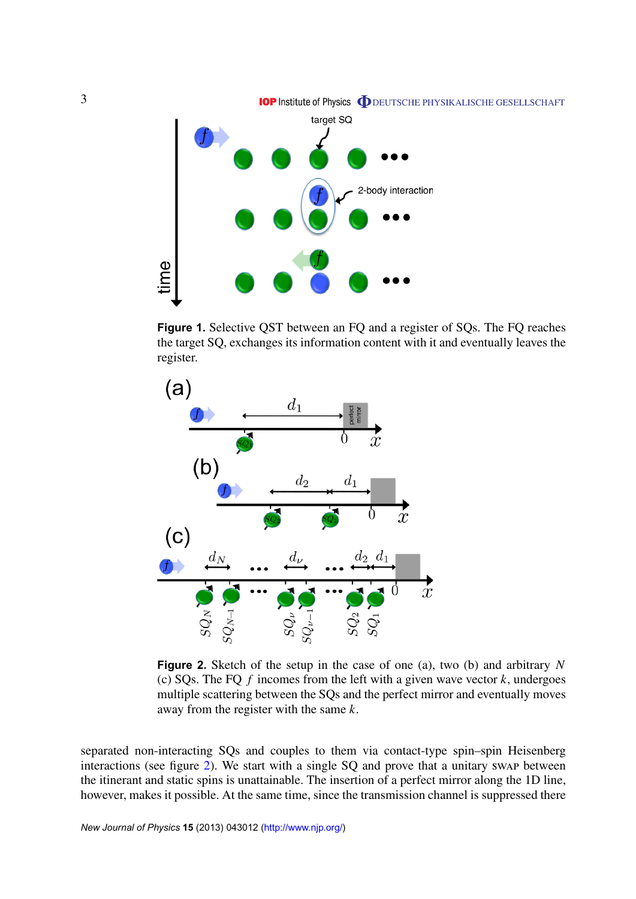**Figure 1.** Selective QST between an FQ and a register of SQs. The FQ reaches the target SQ, exchanges its information content with it and eventually leaves the register.

**Figure 2.** Sketch of the setup in the case of one (a), two (b) and arbitrary $N$ (c) SQs. The FQ $f$ incomes from the left with a given wave vector $k$, undergoes multiple scattering between the SQs and the perfect mirror and eventually moves away from the register with the same $k$.

separated non-interacting SQs and couples to them via contact-type spin–spin Heisenberg interactions (see figure 2). We start with a single SQ and prove that a unitary SWAP between the itinerant and static spins is unattainable. The insertion of a perfect mirror along the 1D line, however, makes it possible. At the same time, since the transmission channel is suppressed there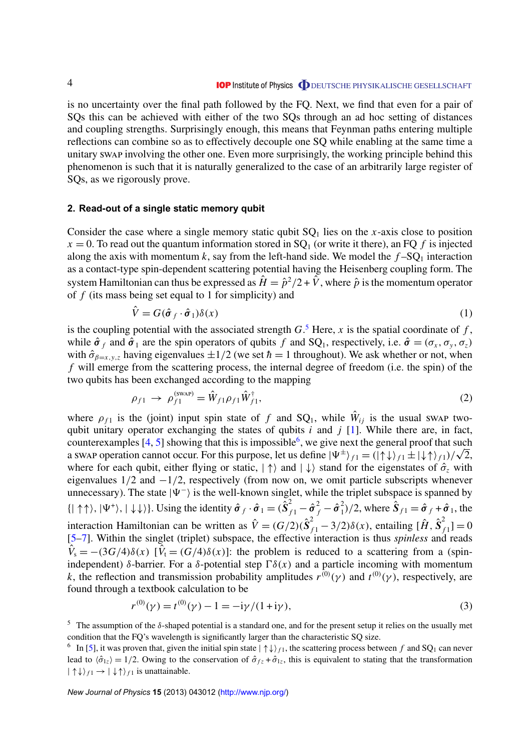is no uncertainty over the final path followed by the FQ. Next, we find that even for a pair of SQs this can be achieved with either of the two SQs through an ad hoc setting of distances and coupling strengths. Surprisingly enough, this means that Feynman paths entering multiple reflections can combine so as to effectively decouple one SQ while enabling at the same time a unitary SWAP involving the other one. Even more surprisingly, the working principle behind this phenomenon is such that it is naturally generalized to the case of an arbitrarily large register of SQs, as we rigorously prove.

## 2. Read-out of a single static memory qubit

Consider the case where a single memory static qubit $\mathrm{SQ}_1$ lies on the $x$-axis close to position $x = 0$. To read out the quantum information stored in $\mathrm{SQ}_1$ (or write it there), an FQ $f$ is injected along the axis with momentum $k$, say from the left-hand side. We model the $f$–$\mathrm{SQ}_1$ interaction as a contact-type spin-dependent scattering potential having the Heisenberg coupling form. The system Hamiltonian can thus be expressed as $\hat{H} = \hat{p}^2/2 + \hat{V}$, where $\hat{p}$ is the momentum operator of $f$ (its mass being set equal to 1 for simplicity) and

$$\hat{V} = G(\hat{\boldsymbol{\sigma}}_f \cdot \hat{\boldsymbol{\sigma}}_1)\delta(x) \tag{1}$$

is the coupling potential with the associated strength $G$.[5] Here, $x$ is the spatial coordinate of $f$, while $\hat{\boldsymbol{\sigma}}_f$ and $\hat{\boldsymbol{\sigma}}_1$ are the spin operators of qubits $f$ and $\mathrm{SQ}_1$, respectively, i.e. $\hat{\boldsymbol{\sigma}} = (\sigma_x, \sigma_y, \sigma_z)$ with $\hat{\sigma}_{\beta=x,y,z}$ having eigenvalues $\pm 1/2$ (we set $\hbar = 1$ throughout). We ask whether or not, when $f$ will emerge from the scattering process, the internal degree of freedom (i.e. the spin) of the two qubits has been exchanged according to the mapping

$$\rho_{f1} \;\rightarrow\; \rho_{f1}^{(\mathrm{SWAP})} = \hat{W}_{f1}\rho_{f1}\hat{W}_{f1}^{\dagger}, \tag{2}$$

where $\rho_{f1}$ is the (joint) input spin state of $f$ and $\mathrm{SQ}_1$, while $\hat{W}_{ij}$ is the usual SWAP two-qubit unitary operator exchanging the states of qubits $i$ and $j$ [1]. While there are, in fact, counterexamples [4, 5] showing that this is impossible[6], we give next the general proof that such a SWAP operation cannot occur. For this purpose, let us define $|\Psi^{\pm}\rangle_{f1} = (|\uparrow\downarrow\rangle_{f1} \pm |\downarrow\uparrow\rangle_{f1})/\sqrt{2}$, where for each qubit, either flying or static, $|\uparrow\rangle$ and $|\downarrow\rangle$ stand for the eigenstates of $\hat{\sigma}_z$ with eigenvalues $1/2$ and $-1/2$, respectively (from now on, we omit particle subscripts whenever unnecessary). The state $|\Psi^{-}\rangle$ is the well-known singlet, while the triplet subspace is spanned by $\{|\uparrow\uparrow\rangle, |\Psi^{+}\rangle, |\downarrow\downarrow\rangle\}$. Using the identity $\hat{\boldsymbol{\sigma}}_f \cdot \hat{\boldsymbol{\sigma}}_1 = (\hat{\mathbf{S}}_{f1}^2 - \hat{\boldsymbol{\sigma}}_f^2 - \hat{\boldsymbol{\sigma}}_1^2)/2$, where $\hat{\mathbf{S}}_{f1} = \hat{\boldsymbol{\sigma}}_f + \hat{\boldsymbol{\sigma}}_1$, the interaction Hamiltonian can be written as $\hat{V} = (G/2)(\hat{\mathbf{S}}_{f1}^2 - 3/2)\delta(x)$, entailing $[\hat{H}, \hat{\mathbf{S}}_{f1}^2] = 0$ [5–7]. Within the singlet (triplet) subspace, the effective interaction is thus *spinless* and reads $\hat{V}_{\mathrm{s}} = -(3G/4)\delta(x)$ [$\hat{V}_{\mathrm{t}} = (G/4)\delta(x)$]: the problem is reduced to a scattering from a (spin-independent) $\delta$-barrier. For a $\delta$-potential step $\Gamma\delta(x)$ and a particle incoming with momentum $k$, the reflection and transmission probability amplitudes $r^{(0)}(\gamma)$ and $t^{(0)}(\gamma)$, respectively, are found through a textbook calculation to be

$$r^{(0)}(\gamma) = t^{(0)}(\gamma) - 1 = -\mathrm{i}\gamma/(1 + \mathrm{i}\gamma), \tag{3}$$

[5] The assumption of the $\delta$-shaped potential is a standard one, and for the present setup it relies on the usually met condition that the FQ's wavelength is significantly larger than the characteristic SQ size.

[6] In [5], it was proven that, given the initial spin state $|\uparrow\downarrow\rangle_{f1}$, the scattering process between $f$ and $\mathrm{SQ}_1$ can never lead to $\langle\hat{\sigma}_{1z}\rangle = 1/2$. Owing to the conservation of $\hat{\sigma}_{fz} + \hat{\sigma}_{1z}$, this is equivalent to stating that the transformation $|\uparrow\downarrow\rangle_{f1} \rightarrow |\downarrow\uparrow\rangle_{f1}$ is unattainable.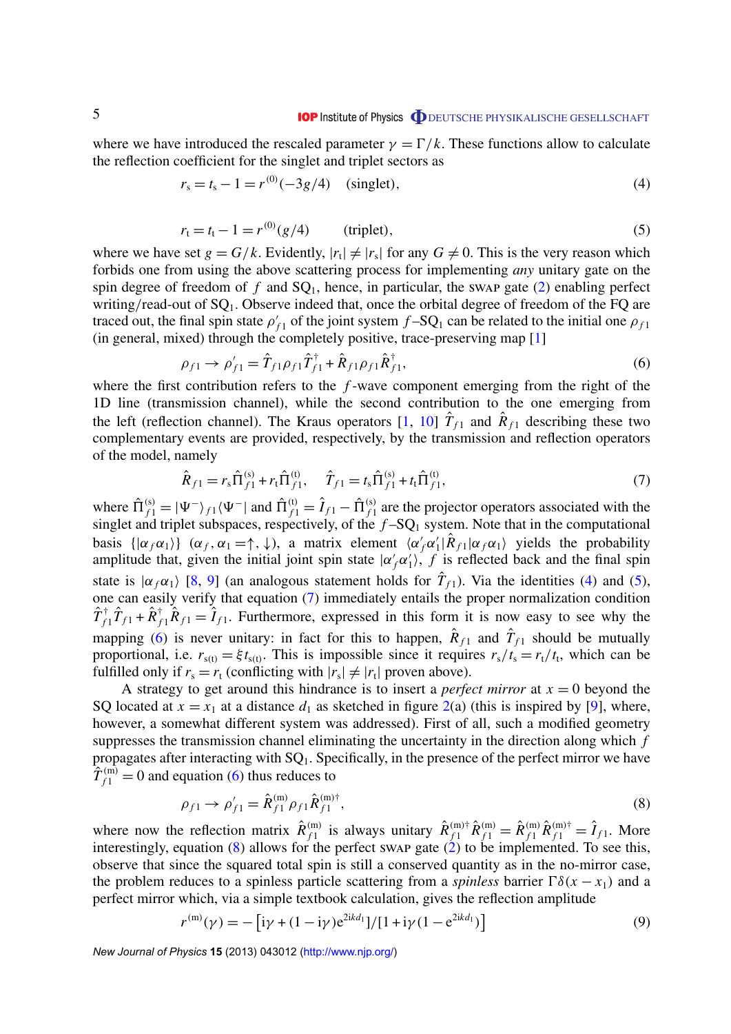where we have introduced the rescaled parameter $\gamma = \Gamma/k$. These functions allow to calculate the reflection coefficient for the singlet and triplet sectors as

$$r_\mathrm{s} = t_\mathrm{s} - 1 = r^{(0)}(-3g/4) \quad \text{(singlet)}, \tag{4}$$

$$r_\mathrm{t} = t_\mathrm{t} - 1 = r^{(0)}(g/4) \qquad \text{(triplet)}, \tag{5}$$

where we have set $g = G/k$. Evidently, $|r_\mathrm{t}| \neq |r_\mathrm{s}|$ for any $G \neq 0$. This is the very reason which forbids one from using the above scattering process for implementing *any* unitary gate on the spin degree of freedom of $f$ and SQ$_1$, hence, in particular, the SWAP gate (2) enabling perfect writing/read-out of SQ$_1$. Observe indeed that, once the orbital degree of freedom of the FQ are traced out, the final spin state $\rho'_{f1}$ of the joint system $f$–SQ$_1$ can be related to the initial one $\rho_{f1}$ (in general, mixed) through the completely positive, trace-preserving map [1]

$$\rho_{f1} \to \rho'_{f1} = \hat{T}_{f1}\rho_{f1}\hat{T}^\dagger_{f1} + \hat{R}_{f1}\rho_{f1}\hat{R}^\dagger_{f1}, \tag{6}$$

where the first contribution refers to the $f$-wave component emerging from the right of the 1D line (transmission channel), while the second contribution to the one emerging from the left (reflection channel). The Kraus operators [1, 10] $\hat{T}_{f1}$ and $\hat{R}_{f1}$ describing these two complementary events are provided, respectively, by the transmission and reflection operators of the model, namely

$$\hat{R}_{f1} = r_\mathrm{s}\hat{\Pi}^{(\mathrm{s})}_{f1} + r_\mathrm{t}\hat{\Pi}^{(\mathrm{t})}_{f1}, \quad \hat{T}_{f1} = t_\mathrm{s}\hat{\Pi}^{(\mathrm{s})}_{f1} + t_\mathrm{t}\hat{\Pi}^{(\mathrm{t})}_{f1}, \tag{7}$$

where $\hat{\Pi}^{(\mathrm{s})}_{f1} = |\Psi^-\rangle_{f1}\langle\Psi^-|$ and $\hat{\Pi}^{(\mathrm{t})}_{f1} = \hat{I}_{f1} - \hat{\Pi}^{(\mathrm{s})}_{f1}$ are the projector operators associated with the singlet and triplet subspaces, respectively, of the $f$–SQ$_1$ system. Note that in the computational basis $\{|\alpha_f\alpha_1\rangle\}$ $(\alpha_f, \alpha_1 = \uparrow, \downarrow)$, a matrix element $\langle\alpha'_f\alpha'_1|\hat{R}_{f1}|\alpha_f\alpha_1\rangle$ yields the probability amplitude that, given the initial joint spin state $|\alpha'_f\alpha'_1\rangle$, $f$ is reflected back and the final spin state is $|\alpha_f\alpha_1\rangle$ [8, 9] (an analogous statement holds for $\hat{T}_{f1}$). Via the identities (4) and (5), one can easily verify that equation (7) immediately entails the proper normalization condition $\hat{T}^\dagger_{f1}\hat{T}_{f1} + \hat{R}^\dagger_{f1}\hat{R}_{f1} = \hat{I}_{f1}$. Furthermore, expressed in this form it is now easy to see why the mapping (6) is never unitary: in fact for this to happen, $\hat{R}_{f1}$ and $\hat{T}_{f1}$ should be mutually proportional, i.e. $r_{\mathrm{s(t)}} = \xi t_{\mathrm{s(t)}}$. This is impossible since it requires $r_\mathrm{s}/t_\mathrm{s} = r_\mathrm{t}/t_\mathrm{t}$, which can be fulfilled only if $r_\mathrm{s} = r_\mathrm{t}$ (conflicting with $|r_\mathrm{s}| \neq |r_\mathrm{t}|$ proven above).

A strategy to get around this hindrance is to insert a *perfect mirror* at $x = 0$ beyond the SQ located at $x = x_1$ at a distance $d_1$ as sketched in figure 2(a) (this is inspired by [9], where, however, a somewhat different system was addressed). First of all, such a modified geometry suppresses the transmission channel eliminating the uncertainty in the direction along which $f$ propagates after interacting with SQ$_1$. Specifically, in the presence of the perfect mirror we have $\hat{T}^{(\mathrm{m})}_{f1} = 0$ and equation (6) thus reduces to

$$\rho_{f1} \to \rho'_{f1} = \hat{R}^{(\mathrm{m})}_{f1}\rho_{f1}\hat{R}^{(\mathrm{m})\dagger}_{f1}, \tag{8}$$

where now the reflection matrix $\hat{R}^{(\mathrm{m})}_{f1}$ is always unitary $\hat{R}^{(\mathrm{m})\dagger}_{f1}\hat{R}^{(\mathrm{m})}_{f1} = \hat{R}^{(\mathrm{m})}_{f1}\hat{R}^{(\mathrm{m})\dagger}_{f1} = \hat{I}_{f1}$. More interestingly, equation (8) allows for the perfect SWAP gate (2) to be implemented. To see this, observe that since the squared total spin is still a conserved quantity as in the no-mirror case, the problem reduces to a spinless particle scattering from a *spinless* barrier $\Gamma\delta(x - x_1)$ and a perfect mirror which, via a simple textbook calculation, gives the reflection amplitude

$$r^{(\mathrm{m})}(\gamma) = -\left[\mathrm{i}\gamma + (1 - \mathrm{i}\gamma)\mathrm{e}^{2\mathrm{i}kd_1}\right]/\left[1 + \mathrm{i}\gamma(1 - \mathrm{e}^{2\mathrm{i}kd_1})\right] \tag{9}$$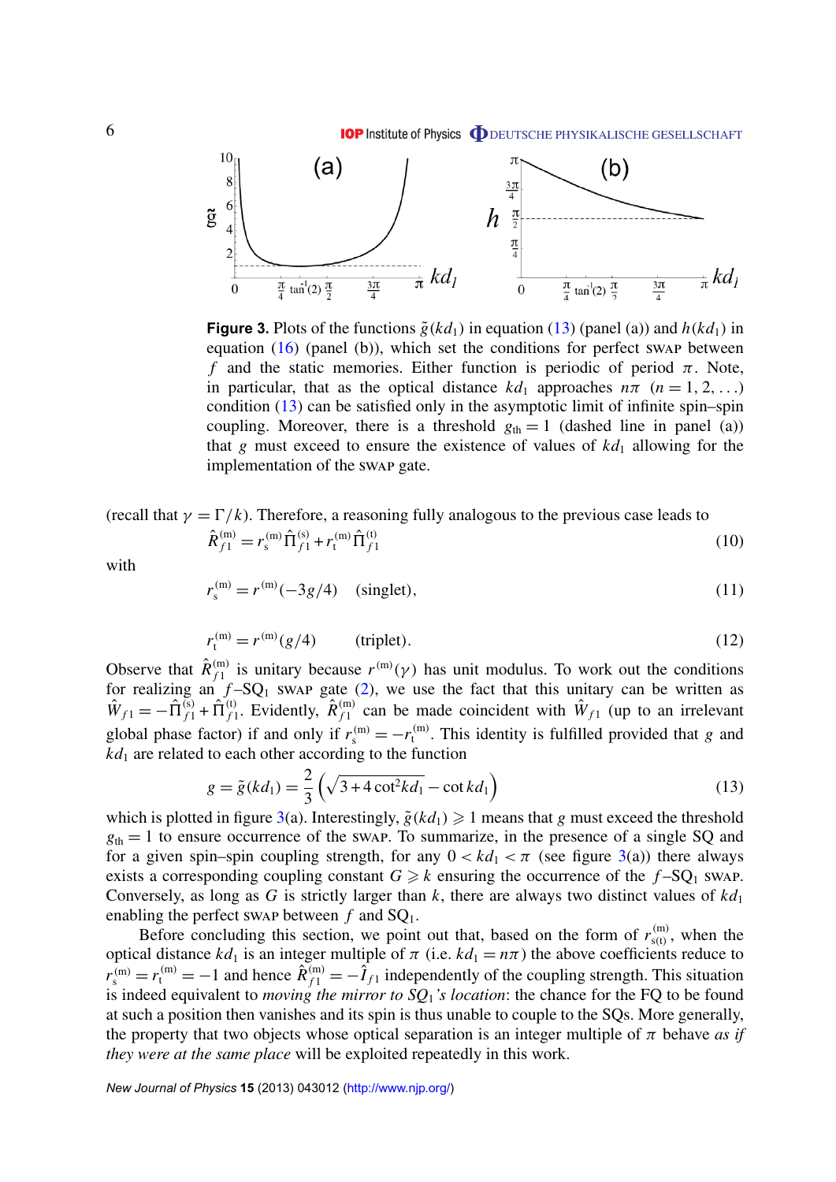**Figure 3.** Plots of the functions $\tilde{g}(kd_1)$ in equation (13) (panel (a)) and $h(kd_1)$ in equation (16) (panel (b)), which set the conditions for perfect SWAP between $f$ and the static memories. Either function is periodic of period $\pi$. Note, in particular, that as the optical distance $kd_1$ approaches $n\pi$ $(n = 1, 2, \ldots)$ condition (13) can be satisfied only in the asymptotic limit of infinite spin–spin coupling. Moreover, there is a threshold $g_{\rm th} = 1$ (dashed line in panel (a)) that $g$ must exceed to ensure the existence of values of $kd_1$ allowing for the implementation of the SWAP gate.

(recall that $\gamma = \Gamma/k$). Therefore, a reasoning fully analogous to the previous case leads to

$$\hat{R}_{f1}^{(\rm m)} = r_{\rm s}^{(\rm m)} \hat{\Pi}_{f1}^{(\rm s)} + r_{\rm t}^{(\rm m)} \hat{\Pi}_{f1}^{(\rm t)} \tag{10}$$

with

$$r_{\rm s}^{(\rm m)} = r^{(\rm m)}(-3g/4) \quad \text{(singlet)}, \tag{11}$$

$$r_{\rm t}^{(\rm m)} = r^{(\rm m)}(g/4) \qquad \text{(triplet)}. \tag{12}$$

Observe that $\hat{R}_{f1}^{(\rm m)}$ is unitary because $r^{(\rm m)}(\gamma)$ has unit modulus. To work out the conditions for realizing an $f$–SQ$_1$ SWAP gate (2), we use the fact that this unitary can be written as $\hat{W}_{f1} = -\hat{\Pi}_{f1}^{(\rm s)} + \hat{\Pi}_{f1}^{(\rm t)}$. Evidently, $\hat{R}_{f1}^{(\rm m)}$ can be made coincident with $\hat{W}_{f1}$ (up to an irrelevant global phase factor) if and only if $r_{\rm s}^{(\rm m)} = -r_{\rm t}^{(\rm m)}$. This identity is fulfilled provided that $g$ and $kd_1$ are related to each other according to the function

$$g = \tilde{g}(kd_1) = \frac{2}{3}\left(\sqrt{3 + 4\cot^2 kd_1} - \cot kd_1\right) \tag{13}$$

which is plotted in figure 3(a). Interestingly, $\tilde{g}(kd_1) \geqslant 1$ means that $g$ must exceed the threshold $g_{\rm th} = 1$ to ensure occurrence of the SWAP. To summarize, in the presence of a single SQ and for a given spin–spin coupling strength, for any $0 < kd_1 < \pi$ (see figure 3(a)) there always exists a corresponding coupling constant $G \geqslant k$ ensuring the occurrence of the $f$–SQ$_1$ SWAP. Conversely, as long as $G$ is strictly larger than $k$, there are always two distinct values of $kd_1$ enabling the perfect SWAP between $f$ and SQ$_1$.

Before concluding this section, we point out that, based on the form of $r_{\rm s(t)}^{(\rm m)}$, when the optical distance $kd_1$ is an integer multiple of $\pi$ (i.e. $kd_1 = n\pi$) the above coefficients reduce to $r_{\rm s}^{(\rm m)} = r_{\rm t}^{(\rm m)} = -1$ and hence $\hat{R}_{f1}^{(\rm m)} = -\hat{I}_{f1}$ independently of the coupling strength. This situation is indeed equivalent to *moving the mirror to SQ$_1$'s location*: the chance for the FQ to be found at such a position then vanishes and its spin is thus unable to couple to the SQs. More generally, the property that two objects whose optical separation is an integer multiple of $\pi$ behave *as if they were at the same place* will be exploited repeatedly in this work.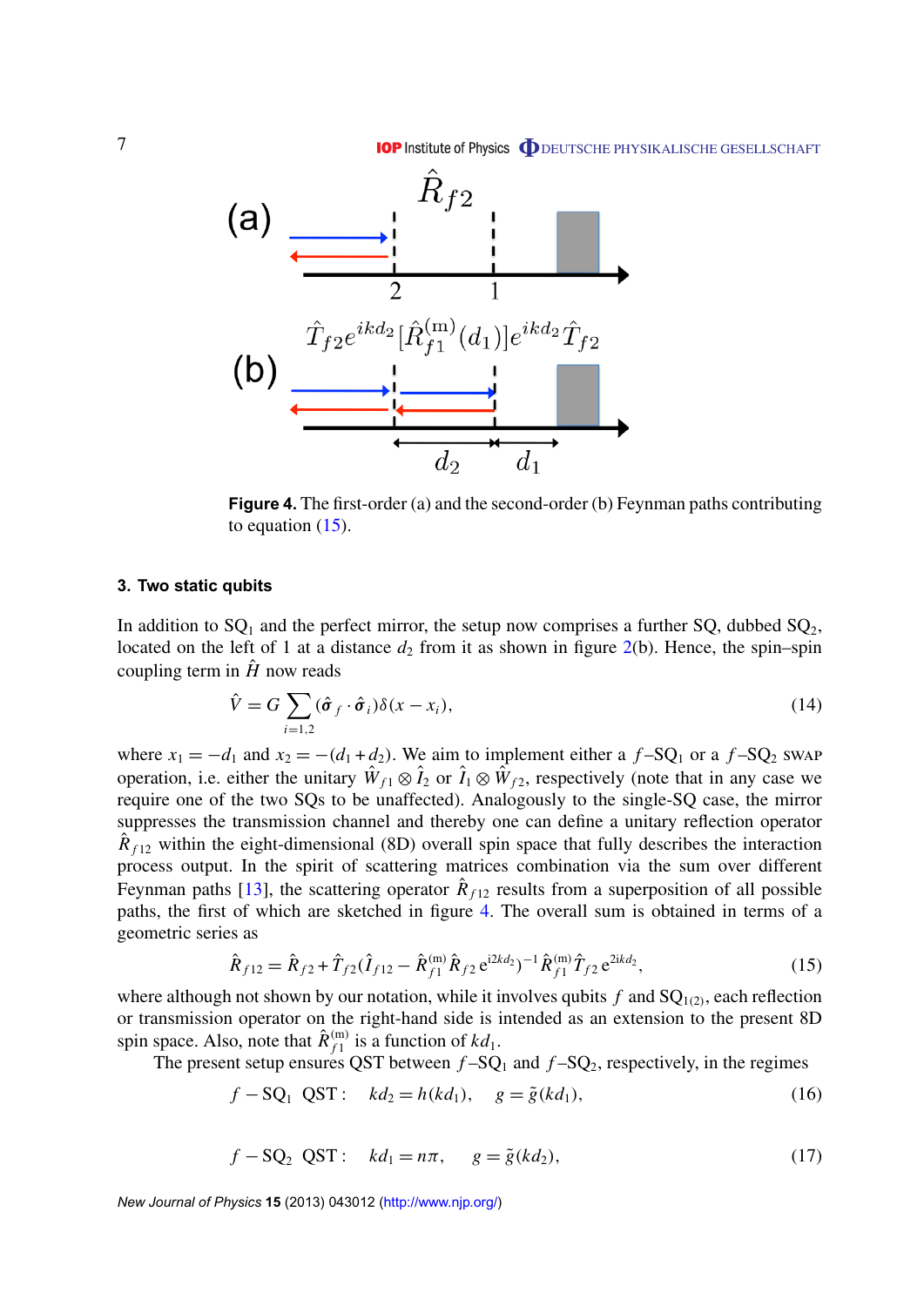Figure 4. The first-order (a) and the second-order (b) Feynman paths contributing to equation (15).

### 3. Two static qubits

In addition to $SQ_1$ and the perfect mirror, the setup now comprises a further SQ, dubbed $SQ_2$, located on the left of 1 at a distance $d_2$ from it as shown in figure 2(b). Hence, the spin–spin coupling term in $\hat{H}$ now reads

$$\hat{V} = G \sum_{i=1,2} (\hat{\boldsymbol{\sigma}}_f \cdot \hat{\boldsymbol{\sigma}}_i)\delta(x - x_i), \tag{14}$$

where $x_1 = -d_1$ and $x_2 = -(d_1 + d_2)$. We aim to implement either a $f$–$SQ_1$ or a $f$–$SQ_2$ SWAP operation, i.e. either the unitary $\hat{W}_{f1} \otimes \hat{I}_2$ or $\hat{I}_1 \otimes \hat{W}_{f2}$, respectively (note that in any case we require one of the two SQs to be unaffected). Analogously to the single-SQ case, the mirror suppresses the transmission channel and thereby one can define a unitary reflection operator $\hat{R}_{f12}$ within the eight-dimensional (8D) overall spin space that fully describes the interaction process output. In the spirit of scattering matrices combination via the sum over different Feynman paths [13], the scattering operator $\hat{R}_{f12}$ results from a superposition of all possible paths, the first of which are sketched in figure 4. The overall sum is obtained in terms of a geometric series as

$$\hat{R}_{f12} = \hat{R}_{f2} + \hat{T}_{f2}(\hat{I}_{f12} - \hat{R}^{(\mathrm{m})}_{f1}\hat{R}_{f2}\,\mathrm{e}^{\mathrm{i}2kd_2})^{-1}\hat{R}^{(\mathrm{m})}_{f1}\hat{T}_{f2}\,\mathrm{e}^{2ikd_2}, \tag{15}$$

where although not shown by our notation, while it involves qubits $f$ and $SQ_{1(2)}$, each reflection or transmission operator on the right-hand side is intended as an extension to the present 8D spin space. Also, note that $\hat{R}^{(\mathrm{m})}_{f1}$ is a function of $kd_1$.

The present setup ensures QST between $f$–$SQ_1$ and $f$–$SQ_2$, respectively, in the regimes

$$f - SQ_1 \;\; \mathrm{QST:} \quad kd_2 = h(kd_1), \quad g = \tilde{g}(kd_1), \tag{16}$$

$$f - SQ_2 \;\; \mathrm{QST:} \quad kd_1 = n\pi, \quad g = \tilde{g}(kd_2), \tag{17}$$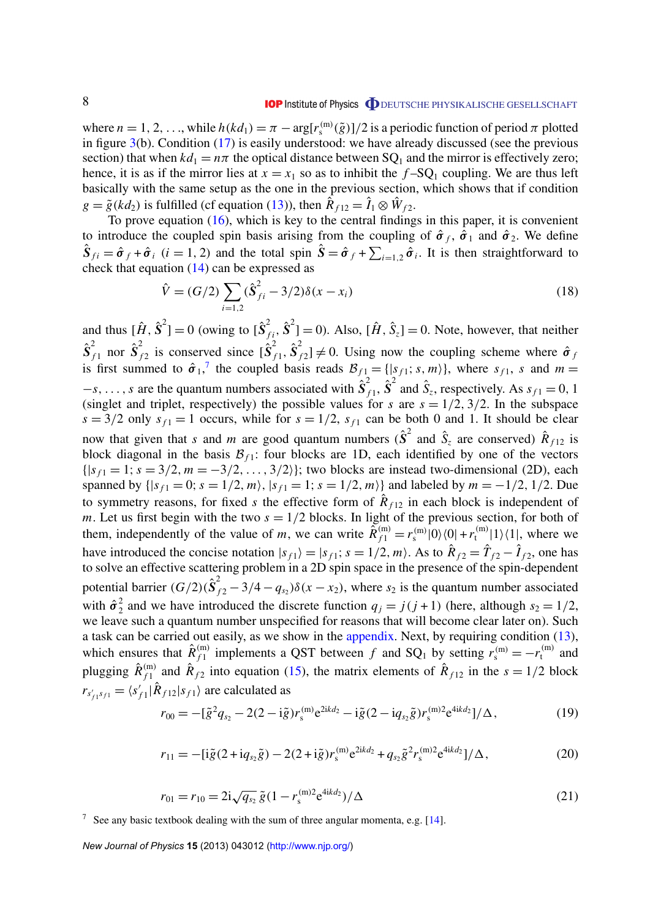where $n = 1, 2, \ldots$, while $h(kd_1) = \pi - \arg[r_{\rm s}^{(\rm m)}(\tilde{g})]/2$ is a periodic function of period $\pi$ plotted in figure 3(b). Condition (17) is easily understood: we have already discussed (see the previous section) that when $kd_1 = n\pi$ the optical distance between $\mathrm{SQ}_1$ and the mirror is effectively zero; hence, it is as if the mirror lies at $x = x_1$ so as to inhibit the $f$–$\mathrm{SQ}_1$ coupling. We are thus left basically with the same setup as the one in the previous section, which shows that if condition $g = \tilde{g}(kd_2)$ is fulfilled (cf equation (13)), then $\hat{R}_{f12} = \hat{I}_1 \otimes \hat{W}_{f2}$.

To prove equation (16), which is key to the central findings in this paper, it is convenient to introduce the coupled spin basis arising from the coupling of $\hat{\boldsymbol{\sigma}}_f$, $\hat{\boldsymbol{\sigma}}_1$ and $\hat{\boldsymbol{\sigma}}_2$. We define $\hat{\mathbf{S}}_{fi} = \hat{\boldsymbol{\sigma}}_f + \hat{\boldsymbol{\sigma}}_i$ ($i = 1, 2$) and the total spin $\hat{\mathbf{S}} = \hat{\boldsymbol{\sigma}}_f + \sum_{i=1,2} \hat{\boldsymbol{\sigma}}_i$. It is then straightforward to check that equation (14) can be expressed as

$$
\hat{V} = (G/2) \sum_{i=1,2} (\hat{\mathbf{S}}_{fi}^2 - 3/2)\delta(x - x_i) \tag{18}
$$

and thus $[\hat{H}, \hat{\mathbf{S}}^2] = 0$ (owing to $[\hat{\mathbf{S}}_{fi}^2, \hat{\mathbf{S}}^2] = 0$). Also, $[\hat{H}, \hat{S}_z] = 0$. Note, however, that neither $\hat{\mathbf{S}}_{f1}^2$ nor $\hat{\mathbf{S}}_{f2}^2$ is conserved since $[\hat{\mathbf{S}}_{f1}^2, \hat{\mathbf{S}}_{f2}^2] \neq 0$. Using now the coupling scheme where $\hat{\boldsymbol{\sigma}}_f$ is first summed to $\hat{\boldsymbol{\sigma}}_1$,[7] the coupled basis reads $\mathcal{B}_{f1} = \{|s_{f1}; s, m\rangle\}$, where $s_{f1}$, $s$ and $m = -s, \ldots, s$ are the quantum numbers associated with $\hat{\mathbf{S}}_{f1}^2$, $\hat{\mathbf{S}}^2$ and $\hat{S}_z$, respectively. As $s_{f1} = 0, 1$ (singlet and triplet, respectively) the possible values for $s$ are $s = 1/2, 3/2$. In the subspace $s = 3/2$ only $s_{f1} = 1$ occurs, while for $s = 1/2$, $s_{f1}$ can be both 0 and 1. It should be clear now that given that $s$ and $m$ are good quantum numbers ($\hat{\mathbf{S}}^2$ and $\hat{S}_z$ are conserved) $\hat{R}_{f12}$ is block diagonal in the basis $\mathcal{B}_{f1}$: four blocks are 1D, each identified by one of the vectors $\{|s_{f1} = 1; s = 3/2, m = -3/2, \ldots, 3/2\rangle\}$; two blocks are instead two-dimensional (2D), each spanned by $\{|s_{f1} = 0; s = 1/2, m\rangle, |s_{f1} = 1; s = 1/2, m\rangle\}$ and labeled by $m = -1/2, 1/2$. Due to symmetry reasons, for fixed $s$ the effective form of $\hat{R}_{f12}$ in each block is independent of $m$. Let us first begin with the two $s = 1/2$ blocks. In light of the previous section, for both of them, independently of the value of $m$, we can write $\hat{R}_{f1}^{(\rm m)} = r_{\rm s}^{(\rm m)}|0\rangle\langle 0| + r_{\rm t}^{(\rm m)}|1\rangle\langle 1|$, where we have introduced the concise notation $|s_{f1}\rangle = |s_{f1}; s = 1/2, m\rangle$. As to $\hat{R}_{f2} = \hat{T}_{f2} - \hat{I}_{f2}$, one has to solve an effective scattering problem in a 2D spin space in the presence of the spin-dependent potential barrier $(G/2)(\hat{\mathbf{S}}_{f2}^2 - 3/4 - q_{s_2})\delta(x - x_2)$, where $s_2$ is the quantum number associated with $\hat{\boldsymbol{\sigma}}_2^2$ and we have introduced the discrete function $q_j = j(j+1)$ (here, although $s_2 = 1/2$, we leave such a quantum number unspecified for reasons that will become clear later on). Such a task can be carried out easily, as we show in the appendix. Next, by requiring condition (13), which ensures that $\hat{R}_{f1}^{(\rm m)}$ implements a QST between $f$ and $\mathrm{SQ}_1$ by setting $r_{\rm s}^{(\rm m)} = -r_{\rm t}^{(\rm m)}$ and plugging $\hat{R}_{f1}^{(\rm m)}$ and $\hat{R}_{f2}$ into equation (15), the matrix elements of $\hat{R}_{f12}$ in the $s = 1/2$ block $r_{s'_{f1}s_{f1}} = \langle s'_{f1}|\hat{R}_{f12}|s_{f1}\rangle$ are calculated as

$$
r_{00} = -[\tilde{g}^2 q_{s_2} - 2(2 - \mathrm{i}\tilde{g}) r_{\rm s}^{(\rm m)} \mathrm{e}^{2\mathrm{i}kd_2} - \mathrm{i}\tilde{g}(2 - \mathrm{i}q_{s_2}\tilde{g}) r_{\rm s}^{(\rm m)2} \mathrm{e}^{4\mathrm{i}kd_2}]/\Delta, \tag{19}
$$

$$
r_{11} = -[\mathrm{i}\tilde{g}(2 + \mathrm{i}q_{s_2}\tilde{g}) - 2(2 + \mathrm{i}\tilde{g}) r_{\rm s}^{(\rm m)} \mathrm{e}^{2\mathrm{i}kd_2} + q_{s_2}\tilde{g}^2 r_{\rm s}^{(\rm m)2} \mathrm{e}^{4\mathrm{i}kd_2}]/\Delta, \tag{20}
$$

$$
r_{01} = r_{10} = 2\mathrm{i}\sqrt{q_{s_2}}\,\tilde{g}(1 - r_{\rm s}^{(\rm m)2} \mathrm{e}^{4\mathrm{i}kd_2})/\Delta \tag{21}
$$

[7] See any basic textbook dealing with the sum of three angular momenta, e.g. [14].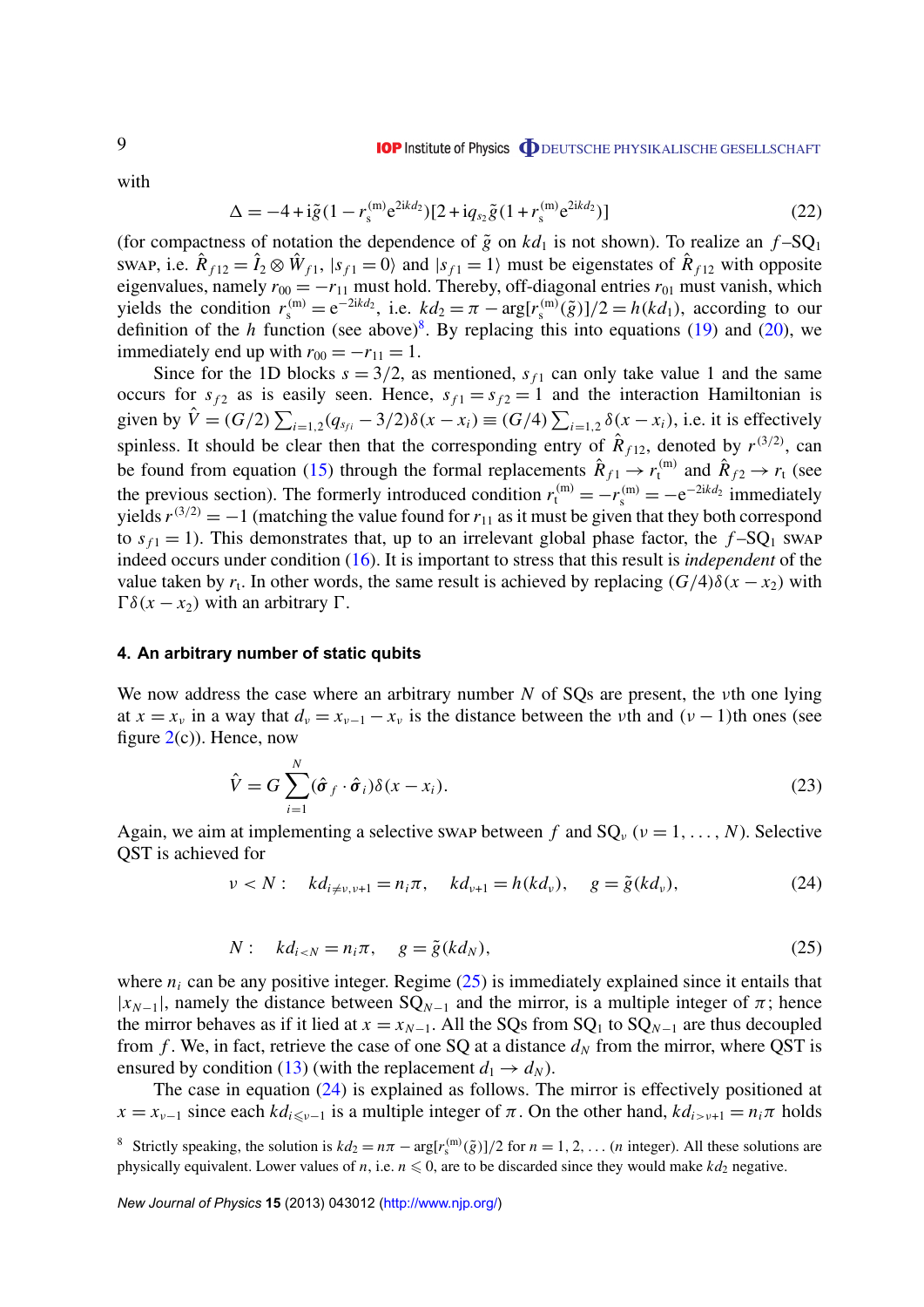with

$$\Delta = -4 + \mathrm{i}\tilde{g}(1 - r_{\mathrm{s}}^{(\mathrm{m})}\mathrm{e}^{2\mathrm{i}kd_2})[2 + \mathrm{i}q_{s_2}\tilde{g}(1 + r_{\mathrm{s}}^{(\mathrm{m})}\mathrm{e}^{2\mathrm{i}kd_2})] \tag{22}$$

(for compactness of notation the dependence of $\tilde{g}$ on $kd_1$ is not shown). To realize an $f$–SQ$_1$ SWAP, i.e. $\hat{R}_{f12} = \hat{I}_2 \otimes \hat{W}_{f1}$, $|s_{f1} = 0\rangle$ and $|s_{f1} = 1\rangle$ must be eigenstates of $\hat{R}_{f12}$ with opposite eigenvalues, namely $r_{00} = -r_{11}$ must hold. Thereby, off-diagonal entries $r_{01}$ must vanish, which yields the condition $r_{\mathrm{s}}^{(\mathrm{m})} = \mathrm{e}^{-2\mathrm{i}kd_2}$, i.e. $kd_2 = \pi - \arg[r_{\mathrm{s}}^{(\mathrm{m})}(\tilde{g})]/2 = h(kd_1)$, according to our definition of the $h$ function (see above)[8]. By replacing this into equations (19) and (20), we immediately end up with $r_{00} = -r_{11} = 1$.

Since for the 1D blocks $s = 3/2$, as mentioned, $s_{f1}$ can only take value 1 and the same occurs for $s_{f2}$ as is easily seen. Hence, $s_{f1} = s_{f2} = 1$ and the interaction Hamiltonian is given by $\hat{V} = (G/2)\sum_{i=1,2}(q_{s_{fi}} - 3/2)\delta(x - x_i) \equiv (G/4)\sum_{i=1,2}\delta(x - x_i)$, i.e. it is effectively spinless. It should be clear then that the corresponding entry of $\hat{R}_{f12}$, denoted by $r^{(3/2)}$, can be found from equation (15) through the formal replacements $\hat{R}_{f1} \to r_{\mathrm{t}}^{(\mathrm{m})}$ and $\hat{R}_{f2} \to r_{\mathrm{t}}$ (see the previous section). The formerly introduced condition $r_{\mathrm{t}}^{(\mathrm{m})} = -r_{\mathrm{s}}^{(\mathrm{m})} = -\mathrm{e}^{-2\mathrm{i}kd_2}$ immediately yields $r^{(3/2)} = -1$ (matching the value found for $r_{11}$ as it must be given that they both correspond to $s_{f1} = 1$). This demonstrates that, up to an irrelevant global phase factor, the $f$–SQ$_1$ SWAP indeed occurs under condition (16). It is important to stress that this result is *independent* of the value taken by $r_{\mathrm{t}}$. In other words, the same result is achieved by replacing $(G/4)\delta(x - x_2)$ with $\Gamma\delta(x - x_2)$ with an arbitrary $\Gamma$.

## 4. An arbitrary number of static qubits

We now address the case where an arbitrary number $N$ of SQs are present, the $\nu$th one lying at $x = x_\nu$ in a way that $d_\nu = x_{\nu-1} - x_\nu$ is the distance between the $\nu$th and $(\nu - 1)$th ones (see figure 2(c)). Hence, now

$$\hat{V} = G\sum_{i=1}^{N}(\hat{\boldsymbol{\sigma}}_f \cdot \hat{\boldsymbol{\sigma}}_i)\delta(x - x_i). \tag{23}$$

Again, we aim at implementing a selective SWAP between $f$ and SQ$_\nu$ ($\nu = 1, \ldots, N$). Selective QST is achieved for

$$\nu < N: \quad kd_{i \neq \nu, \nu+1} = n_i\pi, \quad kd_{\nu+1} = h(kd_\nu), \quad g = \tilde{g}(kd_\nu), \tag{24}$$

$$N: \quad kd_{i<N} = n_i\pi, \quad g = \tilde{g}(kd_N), \tag{25}$$

where $n_i$ can be any positive integer. Regime (25) is immediately explained since it entails that $|x_{N-1}|$, namely the distance between SQ$_{N-1}$ and the mirror, is a multiple integer of $\pi$; hence the mirror behaves as if it lied at $x = x_{N-1}$. All the SQs from SQ$_1$ to SQ$_{N-1}$ are thus decoupled from $f$. We, in fact, retrieve the case of one SQ at a distance $d_N$ from the mirror, where QST is ensured by condition (13) (with the replacement $d_1 \to d_N$).

The case in equation (24) is explained as follows. The mirror is effectively positioned at $x = x_{\nu-1}$ since each $kd_{i\leqslant\nu-1}$ is a multiple integer of $\pi$. On the other hand, $kd_{i>\nu+1} = n_i\pi$ holds

[8] Strictly speaking, the solution is $kd_2 = n\pi - \arg[r_{\mathrm{s}}^{(\mathrm{m})}(\tilde{g})]/2$ for $n = 1, 2, \ldots$ ($n$ integer). All these solutions are physically equivalent. Lower values of $n$, i.e. $n \leqslant 0$, are to be discarded since they would make $kd_2$ negative.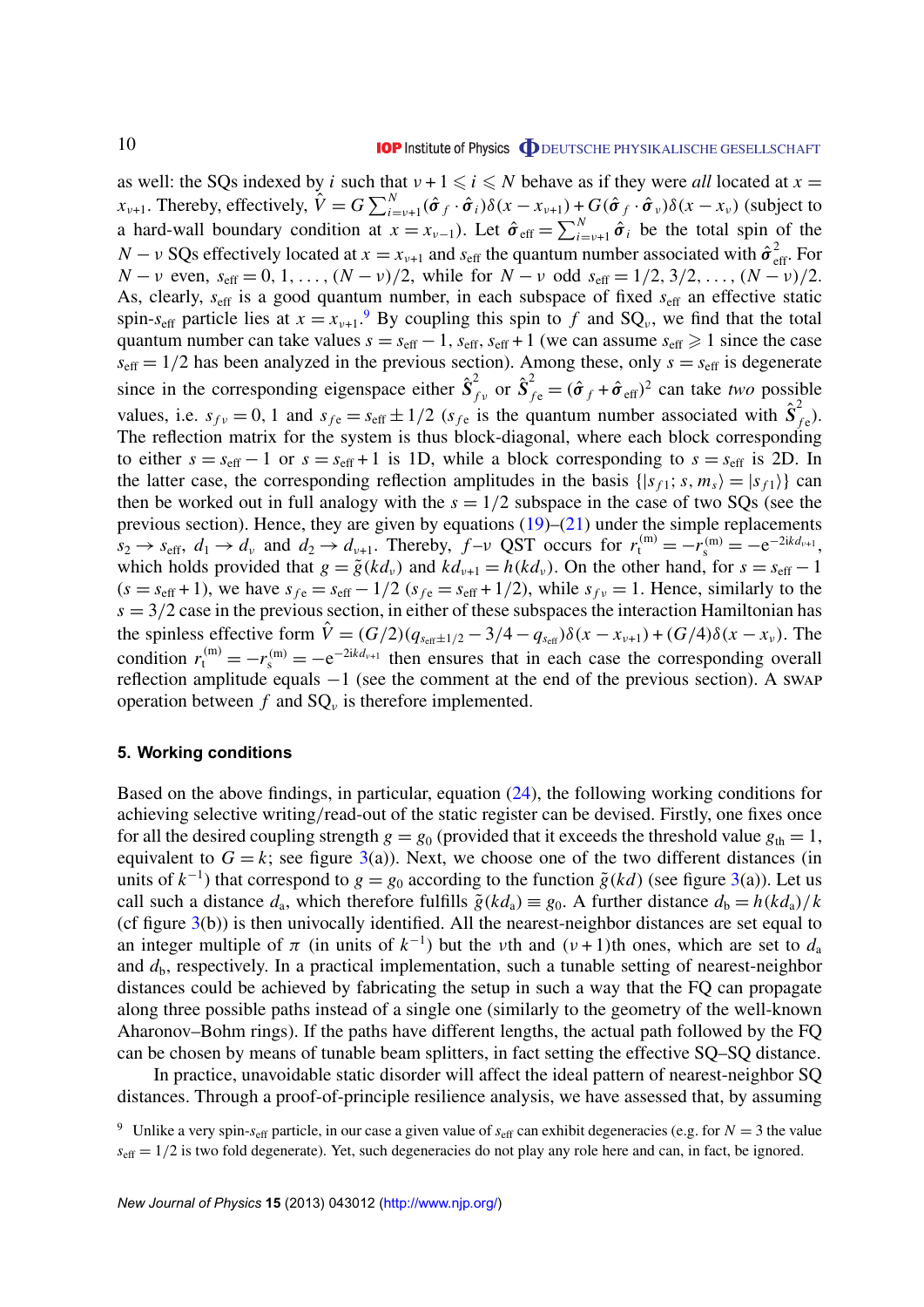as well: the SQs indexed by $i$ such that $\nu+1 \leqslant i \leqslant N$ behave as if they were *all* located at $x = x_{\nu+1}$. Thereby, effectively, $\hat{V} = G\sum_{i=\nu+1}^{N}(\hat{\boldsymbol{\sigma}}_f \cdot \hat{\boldsymbol{\sigma}}_i)\delta(x-x_{\nu+1}) + G(\hat{\boldsymbol{\sigma}}_f \cdot \hat{\boldsymbol{\sigma}}_\nu)\delta(x-x_\nu)$ (subject to a hard-wall boundary condition at $x = x_{\nu-1}$). Let $\hat{\boldsymbol{\sigma}}_{\rm eff} = \sum_{i=\nu+1}^{N}\hat{\boldsymbol{\sigma}}_i$ be the total spin of the $N-\nu$ SQs effectively located at $x = x_{\nu+1}$ and $s_{\rm eff}$ the quantum number associated with $\hat{\boldsymbol{\sigma}}_{\rm eff}^2$. For $N-\nu$ even, $s_{\rm eff} = 0, 1, \ldots, (N-\nu)/2$, while for $N-\nu$ odd $s_{\rm eff} = 1/2, 3/2, \ldots, (N-\nu)/2$. As, clearly, $s_{\rm eff}$ is a good quantum number, in each subspace of fixed $s_{\rm eff}$ an effective static spin-$s_{\rm eff}$ particle lies at $x = x_{\nu+1}$.[9] By coupling this spin to $f$ and SQ$_\nu$, we find that the total quantum number can take values $s = s_{\rm eff}-1, s_{\rm eff}, s_{\rm eff}+1$ (we can assume $s_{\rm eff} \geqslant 1$ since the case $s_{\rm eff} = 1/2$ has been analyzed in the previous section). Among these, only $s = s_{\rm eff}$ is degenerate since in the corresponding eigenspace either $\hat{\mathbf{S}}_{f\nu}^2$ or $\hat{\mathbf{S}}_{f\rm e}^2 = (\hat{\boldsymbol{\sigma}}_f + \hat{\boldsymbol{\sigma}}_{\rm eff})^2$ can take *two* possible values, i.e. $s_{f\nu} = 0, 1$ and $s_{f\rm e} = s_{\rm eff} \pm 1/2$ ($s_{f\rm e}$ is the quantum number associated with $\hat{\mathbf{S}}_{f\rm e}^2$). The reflection matrix for the system is thus block-diagonal, where each block corresponding to either $s = s_{\rm eff}-1$ or $s = s_{\rm eff}+1$ is 1D, while a block corresponding to $s = s_{\rm eff}$ is 2D. In the latter case, the corresponding reflection amplitudes in the basis $\{|s_{f1}; s, m_s\rangle = |s_{f1}\rangle\}$ can then be worked out in full analogy with the $s = 1/2$ subspace in the case of two SQs (see the previous section). Hence, they are given by equations (19)–(21) under the simple replacements $s_2 \to s_{\rm eff}$, $d_1 \to d_\nu$ and $d_2 \to d_{\nu+1}$. Thereby, $f$–$\nu$ QST occurs for $r_{\rm t}^{\rm (m)} = -r_{\rm s}^{\rm (m)} = -{\rm e}^{-2ikd_{\nu+1}}$, which holds provided that $g = \tilde{g}(kd_\nu)$ and $kd_{\nu+1} = h(kd_\nu)$. On the other hand, for $s = s_{\rm eff}-1$ ($s = s_{\rm eff}+1$), we have $s_{f\rm e} = s_{\rm eff}-1/2$ ($s_{f\rm e} = s_{\rm eff}+1/2$), while $s_{f\nu} = 1$. Hence, similarly to the $s = 3/2$ case in the previous section, in either of these subspaces the interaction Hamiltonian has the spinless effective form $\hat{V} = (G/2)(q_{s_{\rm eff}\pm1/2} - 3/4 - q_{s_{\rm eff}})\delta(x-x_{\nu+1}) + (G/4)\delta(x-x_\nu)$. The condition $r_{\rm t}^{\rm (m)} = -r_{\rm s}^{\rm (m)} = -{\rm e}^{-2ikd_{\nu+1}}$ then ensures that in each case the corresponding overall reflection amplitude equals $-1$ (see the comment at the end of the previous section). A SWAP operation between $f$ and SQ$_\nu$ is therefore implemented.

## 5. Working conditions

Based on the above findings, in particular, equation (24), the following working conditions for achieving selective writing/read-out of the static register can be devised. Firstly, one fixes once for all the desired coupling strength $g = g_0$ (provided that it exceeds the threshold value $g_{\rm th} = 1$, equivalent to $G = k$; see figure 3(a)). Next, we choose one of the two different distances (in units of $k^{-1}$) that correspond to $g = g_0$ according to the function $\tilde{g}(kd)$ (see figure 3(a)). Let us call such a distance $d_{\rm a}$, which therefore fulfills $\tilde{g}(kd_{\rm a}) \equiv g_0$. A further distance $d_{\rm b} = h(kd_{\rm a})/k$ (cf figure 3(b)) is then univocally identified. All the nearest-neighbor distances are set equal to an integer multiple of $\pi$ (in units of $k^{-1}$) but the $\nu$th and $(\nu+1)$th ones, which are set to $d_{\rm a}$ and $d_{\rm b}$, respectively. In a practical implementation, such a tunable setting of nearest-neighbor distances could be achieved by fabricating the setup in such a way that the FQ can propagate along three possible paths instead of a single one (similarly to the geometry of the well-known Aharonov–Bohm rings). If the paths have different lengths, the actual path followed by the FQ can be chosen by means of tunable beam splitters, in fact setting the effective SQ–SQ distance.

In practice, unavoidable static disorder will affect the ideal pattern of nearest-neighbor SQ distances. Through a proof-of-principle resilience analysis, we have assessed that, by assuming

[9] Unlike a very spin-$s_{\rm eff}$ particle, in our case a given value of $s_{\rm eff}$ can exhibit degeneracies (e.g. for $N = 3$ the value $s_{\rm eff} = 1/2$ is two fold degenerate). Yet, such degeneracies do not play any role here and can, in fact, be ignored.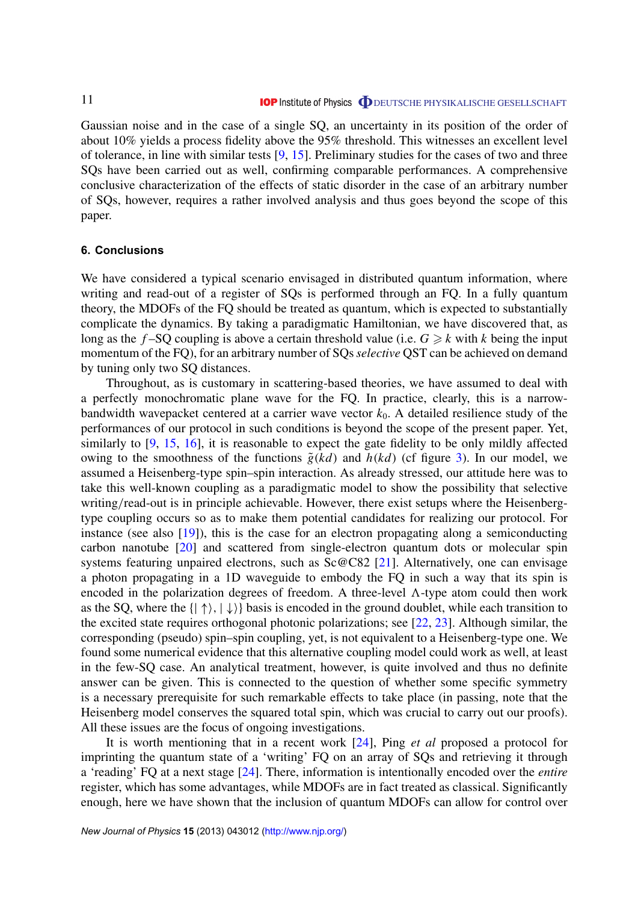Gaussian noise and in the case of a single SQ, an uncertainty in its position of the order of about 10% yields a process fidelity above the 95% threshold. This witnesses an excellent level of tolerance, in line with similar tests [9, 15]. Preliminary studies for the cases of two and three SQs have been carried out as well, confirming comparable performances. A comprehensive conclusive characterization of the effects of static disorder in the case of an arbitrary number of SQs, however, requires a rather involved analysis and thus goes beyond the scope of this paper.

## 6. Conclusions

We have considered a typical scenario envisaged in distributed quantum information, where writing and read-out of a register of SQs is performed through an FQ. In a fully quantum theory, the MDOFs of the FQ should be treated as quantum, which is expected to substantially complicate the dynamics. By taking a paradigmatic Hamiltonian, we have discovered that, as long as the $f$–SQ coupling is above a certain threshold value (i.e. $G \geqslant k$ with $k$ being the input momentum of the FQ), for an arbitrary number of SQs *selective* QST can be achieved on demand by tuning only two SQ distances.

Throughout, as is customary in scattering-based theories, we have assumed to deal with a perfectly monochromatic plane wave for the FQ. In practice, clearly, this is a narrow-bandwidth wavepacket centered at a carrier wave vector $k_0$. A detailed resilience study of the performances of our protocol in such conditions is beyond the scope of the present paper. Yet, similarly to [9, 15, 16], it is reasonable to expect the gate fidelity to be only mildly affected owing to the smoothness of the functions $\tilde{g}(kd)$ and $h(kd)$ (cf figure 3). In our model, we assumed a Heisenberg-type spin–spin interaction. As already stressed, our attitude here was to take this well-known coupling as a paradigmatic model to show the possibility that selective writing/read-out is in principle achievable. However, there exist setups where the Heisenberg-type coupling occurs so as to make them potential candidates for realizing our protocol. For instance (see also [19]), this is the case for an electron propagating along a semiconducting carbon nanotube [20] and scattered from single-electron quantum dots or molecular spin systems featuring unpaired electrons, such as Sc@C82 [21]. Alternatively, one can envisage a photon propagating in a 1D waveguide to embody the FQ in such a way that its spin is encoded in the polarization degrees of freedom. A three-level $\Lambda$-type atom could then work as the SQ, where the $\{|\uparrow\rangle, |\downarrow\rangle\}$ basis is encoded in the ground doublet, while each transition to the excited state requires orthogonal photonic polarizations; see [22, 23]. Although similar, the corresponding (pseudo) spin–spin coupling, yet, is not equivalent to a Heisenberg-type one. We found some numerical evidence that this alternative coupling model could work as well, at least in the few-SQ case. An analytical treatment, however, is quite involved and thus no definite answer can be given. This is connected to the question of whether some specific symmetry is a necessary prerequisite for such remarkable effects to take place (in passing, note that the Heisenberg model conserves the squared total spin, which was crucial to carry out our proofs). All these issues are the focus of ongoing investigations.

It is worth mentioning that in a recent work [24], Ping *et al* proposed a protocol for imprinting the quantum state of a 'writing' FQ on an array of SQs and retrieving it through a 'reading' FQ at a next stage [24]. There, information is intentionally encoded over the *entire* register, which has some advantages, while MDOFs are in fact treated as classical. Significantly enough, here we have shown that the inclusion of quantum MDOFs can allow for control over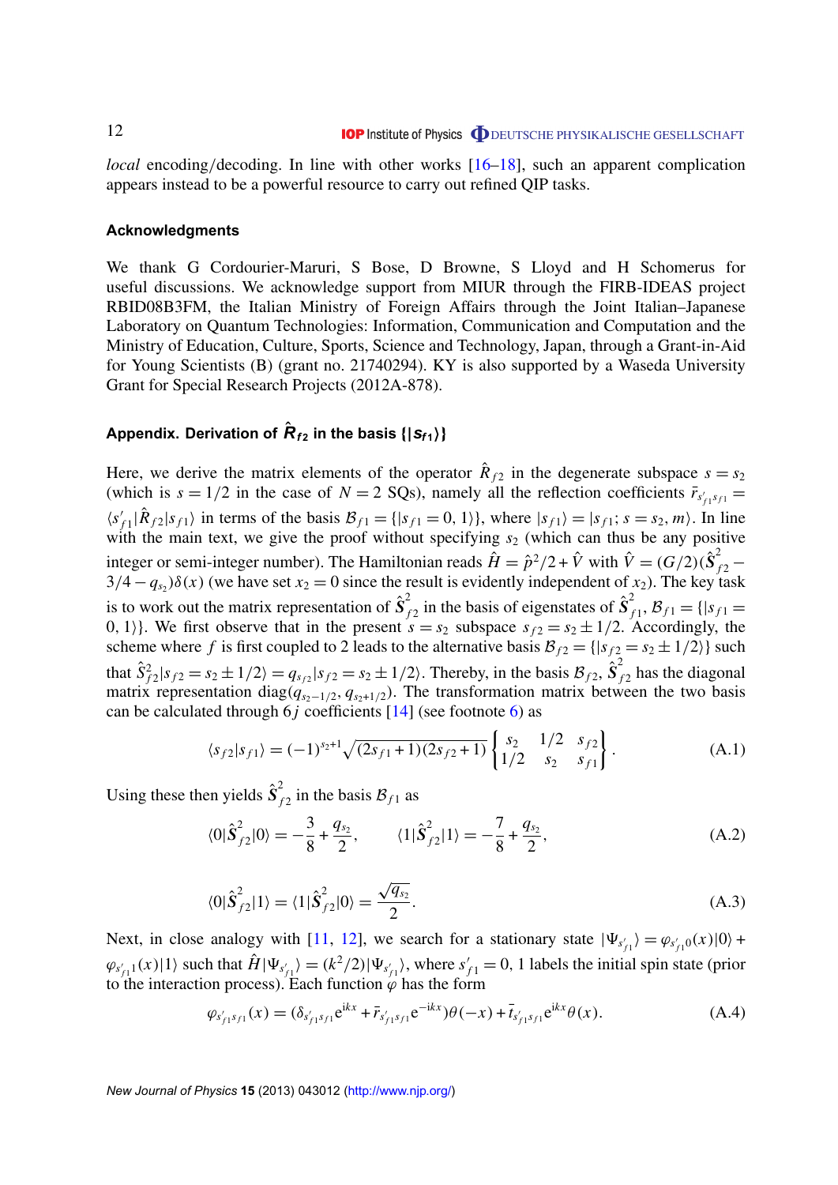*local* encoding/decoding. In line with other works [16–18], such an apparent complication appears instead to be a powerful resource to carry out refined QIP tasks.

## Acknowledgments

We thank G Cordourier-Maruri, S Bose, D Browne, S Lloyd and H Schomerus for useful discussions. We acknowledge support from MIUR through the FIRB-IDEAS project RBID08B3FM, the Italian Ministry of Foreign Affairs through the Joint Italian–Japanese Laboratory on Quantum Technologies: Information, Communication and Computation and the Ministry of Education, Culture, Sports, Science and Technology, Japan, through a Grant-in-Aid for Young Scientists (B) (grant no. 21740294). KY is also supported by a Waseda University Grant for Special Research Projects (2012A-878).

## Appendix. Derivation of $\hat{R}_{f2}$ in the basis $\{|s_{f1}\rangle\}$

Here, we derive the matrix elements of the operator $\hat{R}_{f2}$ in the degenerate subspace $s = s_2$ (which is $s = 1/2$ in the case of $N = 2$ SQs), namely all the reflection coefficients $\bar{r}_{s'_{f1}s_{f1}} = \langle s'_{f1}|\hat{R}_{f2}|s_{f1}\rangle$ in terms of the basis $\mathcal{B}_{f1} = \{|s_{f1} = 0, 1\rangle\}$, where $|s_{f1}\rangle = |s_{f1}; s = s_2, m\rangle$. In line with the main text, we give the proof without specifying $s_2$ (which can thus be any positive integer or semi-integer number). The Hamiltonian reads $\hat{H} = \hat{p}^2/2 + \hat{V}$ with $\hat{V} = (G/2)(\hat{\mathbf{S}}^2_{f2} - 3/4 - q_{s_2})\delta(x)$ (we have set $x_2 = 0$ since the result is evidently independent of $x_2$). The key task is to work out the matrix representation of $\hat{\mathbf{S}}^2_{f2}$ in the basis of eigenstates of $\hat{\mathbf{S}}^2_{f1}$, $\mathcal{B}_{f1} = \{|s_{f1} = 0, 1\rangle\}$. We first observe that in the present $s = s_2$ subspace $s_{f2} = s_2 \pm 1/2$. Accordingly, the scheme where $f$ is first coupled to 2 leads to the alternative basis $\mathcal{B}_{f2} = \{|s_{f2} = s_2 \pm 1/2\rangle\}$ such that $\hat{S}^2_{f2}|s_{f2} = s_2 \pm 1/2\rangle = q_{s_{f2}}|s_{f2} = s_2 \pm 1/2\rangle$. Thereby, in the basis $\mathcal{B}_{f2}$, $\hat{\mathbf{S}}^2_{f2}$ has the diagonal matrix representation $\mathrm{diag}(q_{s_2-1/2}, q_{s_2+1/2})$. The transformation matrix between the two basis can be calculated through $6j$ coefficients [14] (see footnote 6) as

$$\langle s_{f2}|s_{f1}\rangle = (-1)^{s_2+1}\sqrt{(2s_{f1}+1)(2s_{f2}+1)}\begin{Bmatrix} s_2 & 1/2 & s_{f2} \\ 1/2 & s_2 & s_{f1} \end{Bmatrix}. \tag{A.1}$$

Using these then yields $\hat{\mathbf{S}}^2_{f2}$ in the basis $\mathcal{B}_{f1}$ as

$$\langle 0|\hat{\mathbf{S}}^2_{f2}|0\rangle = -\frac{3}{8} + \frac{q_{s_2}}{2}, \qquad \langle 1|\hat{\mathbf{S}}^2_{f2}|1\rangle = -\frac{7}{8} + \frac{q_{s_2}}{2}, \tag{A.2}$$

$$\langle 0|\hat{\mathbf{S}}^2_{f2}|1\rangle = \langle 1|\hat{\mathbf{S}}^2_{f2}|0\rangle = \frac{\sqrt{q_{s_2}}}{2}. \tag{A.3}$$

Next, in close analogy with [11, 12], we search for a stationary state $|\Psi_{s'_{f1}}\rangle = \varphi_{s'_{f1}0}(x)|0\rangle + \varphi_{s'_{f1}1}(x)|1\rangle$ such that $\hat{H}|\Psi_{s'_{f1}}\rangle = (k^2/2)|\Psi_{s'_{f1}}\rangle$, where $s'_{f1} = 0, 1$ labels the initial spin state (prior to the interaction process). Each function $\varphi$ has the form

$$\varphi_{s'_{f1}s_{f1}}(x) = (\delta_{s'_{f1}s_{f1}}\mathrm{e}^{\mathrm{i}kx} + \bar{r}_{s'_{f1}s_{f1}}\mathrm{e}^{-\mathrm{i}kx})\theta(-x) + \bar{t}_{s'_{f1}s_{f1}}\mathrm{e}^{\mathrm{i}kx}\theta(x). \tag{A.4}$$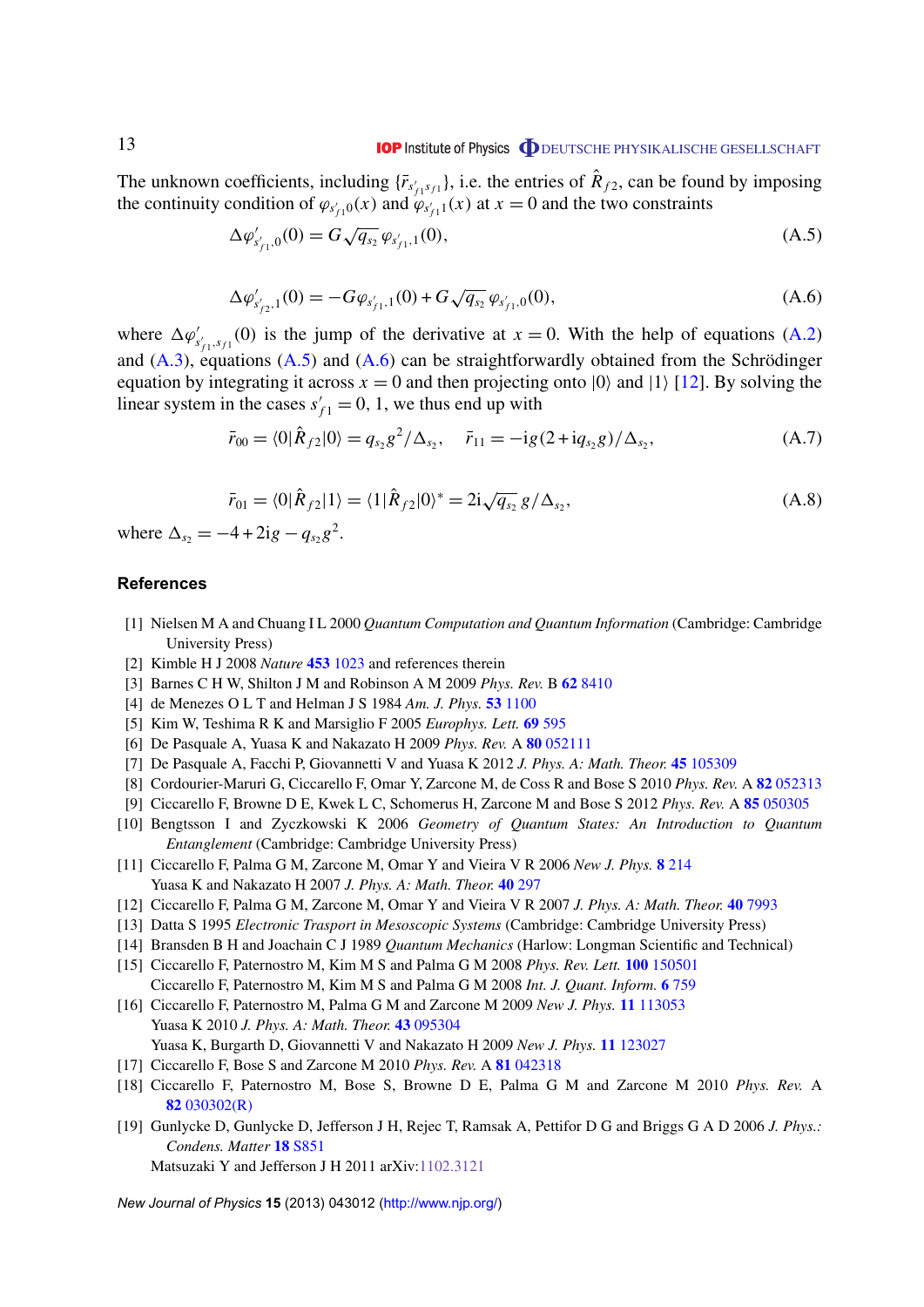The unknown coefficients, including $\{\bar{r}_{s'_{f1}s_{f1}}\}$, i.e. the entries of $\hat{R}_{f2}$, can be found by imposing the continuity condition of $\varphi_{s'_{f1}0}(x)$ and $\varphi_{s'_{f1}1}(x)$ at $x = 0$ and the two constraints

$$\Delta\varphi'_{s'_{f1},0}(0) = G\sqrt{q_{s_2}}\,\varphi_{s'_{f1},1}(0), \tag{A.5}$$

$$\Delta\varphi'_{s'_{f2},1}(0) = -G\varphi_{s'_{f1},1}(0) + G\sqrt{q_{s_2}}\,\varphi_{s'_{f1},0}(0), \tag{A.6}$$

where $\Delta\varphi'_{s'_{f1},s_{f1}}(0)$ is the jump of the derivative at $x = 0$. With the help of equations (A.2) and (A.3), equations (A.5) and (A.6) can be straightforwardly obtained from the Schrödinger equation by integrating it across $x = 0$ and then projecting onto $|0\rangle$ and $|1\rangle$ [12]. By solving the linear system in the cases $s'_{f1} = 0, 1$, we thus end up with

$$\bar{r}_{00} = \langle 0|\hat{R}_{f2}|0\rangle = q_{s_2}g^2/\Delta_{s_2}, \quad \bar{r}_{11} = -\mathrm{i}g(2 + \mathrm{i}q_{s_2}g)/\Delta_{s_2}, \tag{A.7}$$

$$\bar{r}_{01} = \langle 0|\hat{R}_{f2}|1\rangle = \langle 1|\hat{R}_{f2}|0\rangle^* = 2\mathrm{i}\sqrt{q_{s_2}}\,g/\Delta_{s_2}, \tag{A.8}$$

where $\Delta_{s_2} = -4 + 2\mathrm{i}g - q_{s_2}g^2$.

## References

[1] Nielsen M A and Chuang I L 2000 *Quantum Computation and Quantum Information* (Cambridge: Cambridge University Press)

[2] Kimble H J 2008 *Nature* **453** 1023 and references therein

[3] Barnes C H W, Shilton J M and Robinson A M 2009 *Phys. Rev.* B **62** 8410

[4] de Menezes O L T and Helman J S 1984 *Am. J. Phys.* **53** 1100

[5] Kim W, Teshima R K and Marsiglio F 2005 *Europhys. Lett.* **69** 595

[6] De Pasquale A, Yuasa K and Nakazato H 2009 *Phys. Rev.* A **80** 052111

[7] De Pasquale A, Facchi P, Giovannetti V and Yuasa K 2012 *J. Phys. A: Math. Theor.* **45** 105309

[8] Cordourier-Maruri G, Ciccarello F, Omar Y, Zarcone M, de Coss R and Bose S 2010 *Phys. Rev.* A **82** 052313

[9] Ciccarello F, Browne D E, Kwek L C, Schomerus H, Zarcone M and Bose S 2012 *Phys. Rev.* A **85** 050305

[10] Bengtsson I and Zyczkowski K 2006 *Geometry of Quantum States: An Introduction to Quantum Entanglement* (Cambridge: Cambridge University Press)

[11] Ciccarello F, Palma G M, Zarcone M, Omar Y and Vieira V R 2006 *New J. Phys.* **8** 214
Yuasa K and Nakazato H 2007 *J. Phys. A: Math. Theor.* **40** 297

[12] Ciccarello F, Palma G M, Zarcone M, Omar Y and Vieira V R 2007 *J. Phys. A: Math. Theor.* **40** 7993

[13] Datta S 1995 *Electronic Trasport in Mesoscopic Systems* (Cambridge: Cambridge University Press)

[14] Bransden B H and Joachain C J 1989 *Quantum Mechanics* (Harlow: Longman Scientific and Technical)

[15] Ciccarello F, Paternostro M, Kim M S and Palma G M 2008 *Phys. Rev. Lett.* **100** 150501
Ciccarello F, Paternostro M, Kim M S and Palma G M 2008 *Int. J. Quant. Inform.* **6** 759

[16] Ciccarello F, Paternostro M, Palma G M and Zarcone M 2009 *New J. Phys.* **11** 113053
Yuasa K 2010 *J. Phys. A: Math. Theor.* **43** 095304
Yuasa K, Burgarth D, Giovannetti V and Nakazato H 2009 *New J. Phys.* **11** 123027

[17] Ciccarello F, Bose S and Zarcone M 2010 *Phys. Rev.* A **81** 042318

[18] Ciccarello F, Paternostro M, Bose S, Browne D E, Palma G M and Zarcone M 2010 *Phys. Rev.* A **82** 030302(R)

[19] Gunlycke D, Gunlycke D, Jefferson J H, Rejec T, Ramsak A, Pettifor D G and Briggs G A D 2006 *J. Phys.: Condens. Matter* **18** S851
Matsuzaki Y and Jefferson J H 2011 arXiv:1102.3121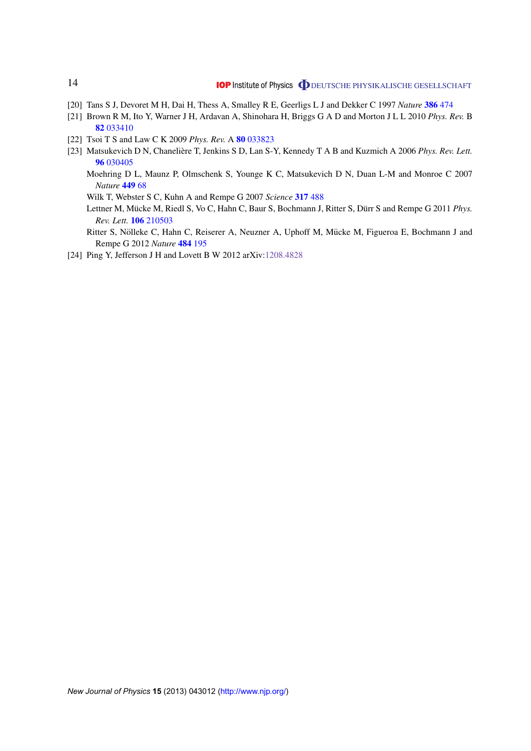[20] Tans S J, Devoret M H, Dai H, Thess A, Smalley R E, Geerligs L J and Dekker C 1997 *Nature* **386** 474

[21] Brown R M, Ito Y, Warner J H, Ardavan A, Shinohara H, Briggs G A D and Morton J L L 2010 *Phys. Rev.* B **82** 033410

[22] Tsoi T S and Law C K 2009 *Phys. Rev.* A **80** 033823

[23] Matsukevich D N, Chanelière T, Jenkins S D, Lan S-Y, Kennedy T A B and Kuzmich A 2006 *Phys. Rev. Lett.* **96** 030405

Moehring D L, Maunz P, Olmschenk S, Younge K C, Matsukevich D N, Duan L-M and Monroe C 2007 *Nature* **449** 68

Wilk T, Webster S C, Kuhn A and Rempe G 2007 *Science* **317** 488

Lettner M, Mücke M, Riedl S, Vo C, Hahn C, Baur S, Bochmann J, Ritter S, Dürr S and Rempe G 2011 *Phys. Rev. Lett.* **106** 210503

Ritter S, Nölleke C, Hahn C, Reiserer A, Neuzner A, Uphoff M, Mücke M, Figueroa E, Bochmann J and Rempe G 2012 *Nature* **484** 195

[24] Ping Y, Jefferson J H and Lovett B W 2012 arXiv:1208.4828